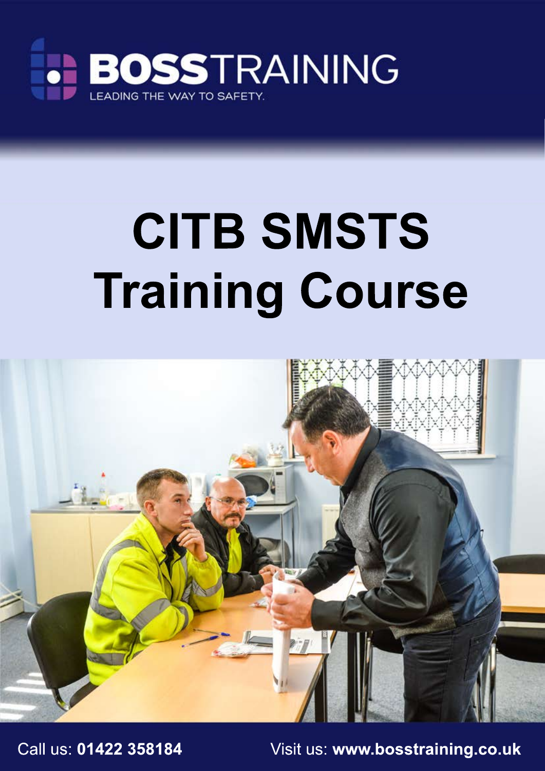BOSSTRAINING

LEADING THE WAY TO SAFETY.

# CITB SMSTS Training Course

Call us: **01422 358184** Visit us: **www.bosstraining.co.uk**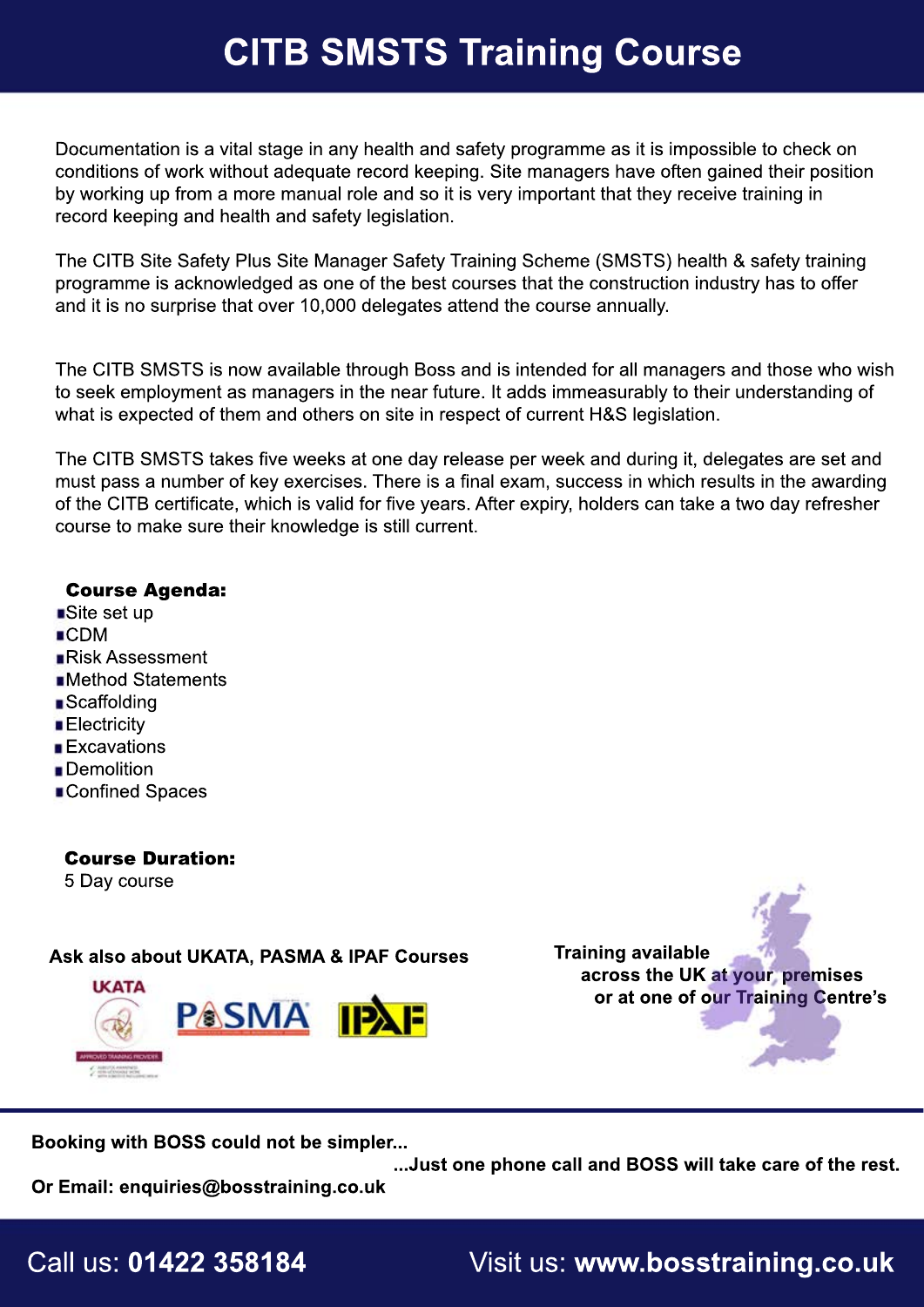# CITB SMSTS Training Course

Documentation is a vital stage in any health and safety programme as it is impossible to check on conditions of work without adequate record keeping. Site managers have often gained their position by working up from a more manual role and so it is very important that they receive training in record keeping and health and safety legislation.

The CITB Site Safety Plus Site Manager Safety Training Scheme (SMSTS) health & safety training programme is acknowledged as one of the best courses that the construction industry has to offer and it is no surprise that over 10,000 delegates attend the course annually.

The CITB SMSTS is now available through Boss and is intended for all managers and those who wish to seek employment as managers in the near future. It adds immeasurably to their understanding of what is expected of them and others on site in respect of current H&S legislation.

The CITB SMSTS takes five weeks at one day release per week and during it, delegates are set and must pass a number of key exercises. There is a final exam, success in which results in the awarding of the CITB certificate, which is valid for five years. After expiry, holders can take a two day refresher course to make sure their knowledge is still current.

**Course Agenda:**

- Site set up
- CDM
- Risk Assessment
- Method Statements
- Scaffolding
- Electricity
- Excavations
- Demolition
- Confined Spaces

**Course Duration:**

5 Day course

**Ask also about UKATA, PASMA & IPAF Courses**

**Training available across the UK at your premises or at one of our Training Centre's**

**Booking with BOSS could not be simpler...**

**...Just one phone call and BOSS will take care of the rest.**

**Or Email: enquiries@bosstraining.co.uk**

Call us: **01422 358184**

Visit us: **www.bosstraining.co.uk**